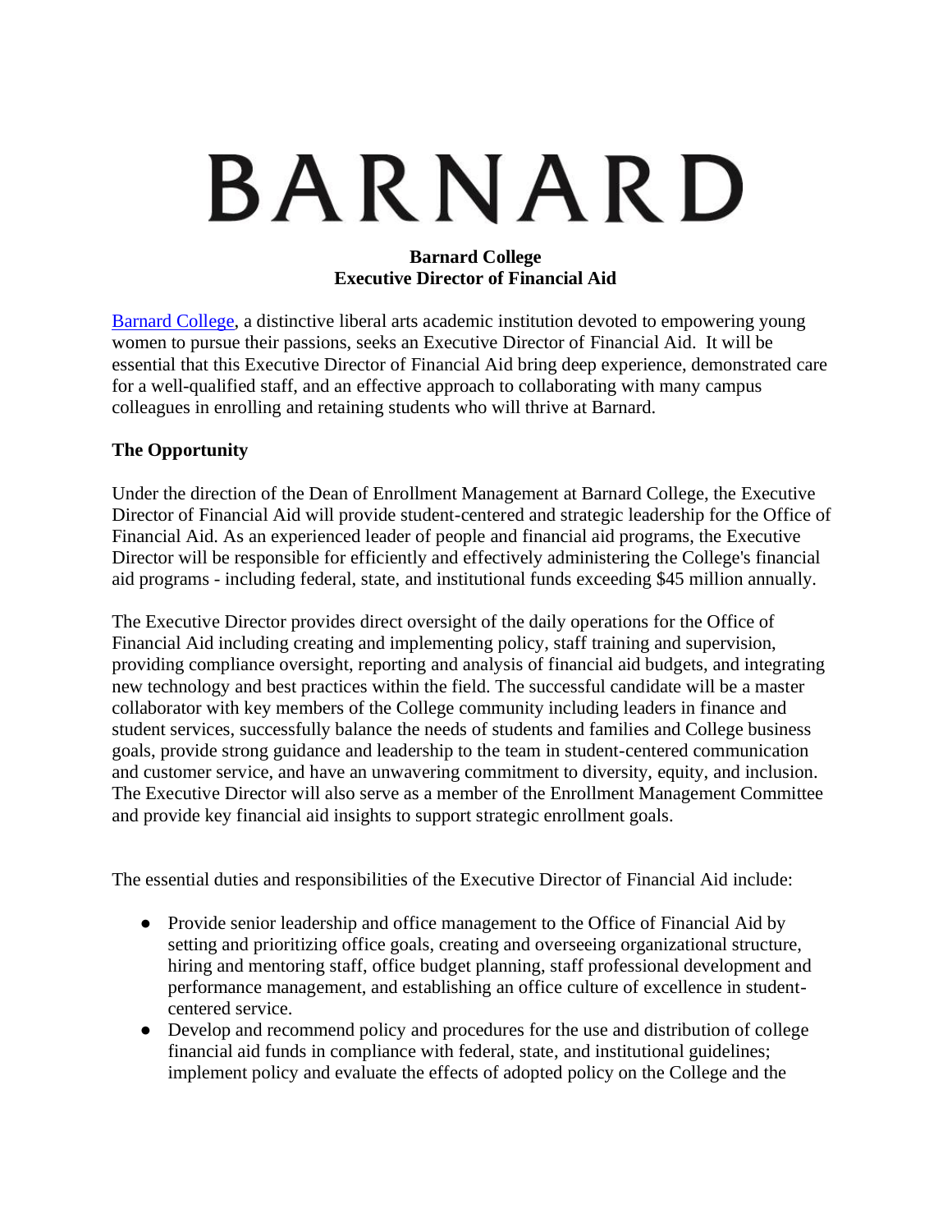# BARNARD

**Barnard College**
**Executive Director of Financial Aid**

[Barnard College](), a distinctive liberal arts academic institution devoted to empowering young women to pursue their passions, seeks an Executive Director of Financial Aid. It will be essential that this Executive Director of Financial Aid bring deep experience, demonstrated care for a well-qualified staff, and an effective approach to collaborating with many campus colleagues in enrolling and retaining students who will thrive at Barnard.

## The Opportunity

Under the direction of the Dean of Enrollment Management at Barnard College, the Executive Director of Financial Aid will provide student-centered and strategic leadership for the Office of Financial Aid. As an experienced leader of people and financial aid programs, the Executive Director will be responsible for efficiently and effectively administering the College's financial aid programs - including federal, state, and institutional funds exceeding $45 million annually.

The Executive Director provides direct oversight of the daily operations for the Office of Financial Aid including creating and implementing policy, staff training and supervision, providing compliance oversight, reporting and analysis of financial aid budgets, and integrating new technology and best practices within the field. The successful candidate will be a master collaborator with key members of the College community including leaders in finance and student services, successfully balance the needs of students and families and College business goals, provide strong guidance and leadership to the team in student-centered communication and customer service, and have an unwavering commitment to diversity, equity, and inclusion. The Executive Director will also serve as a member of the Enrollment Management Committee and provide key financial aid insights to support strategic enrollment goals.

The essential duties and responsibilities of the Executive Director of Financial Aid include:

- Provide senior leadership and office management to the Office of Financial Aid by setting and prioritizing office goals, creating and overseeing organizational structure, hiring and mentoring staff, office budget planning, staff professional development and performance management, and establishing an office culture of excellence in student-centered service.
- Develop and recommend policy and procedures for the use and distribution of college financial aid funds in compliance with federal, state, and institutional guidelines; implement policy and evaluate the effects of adopted policy on the College and the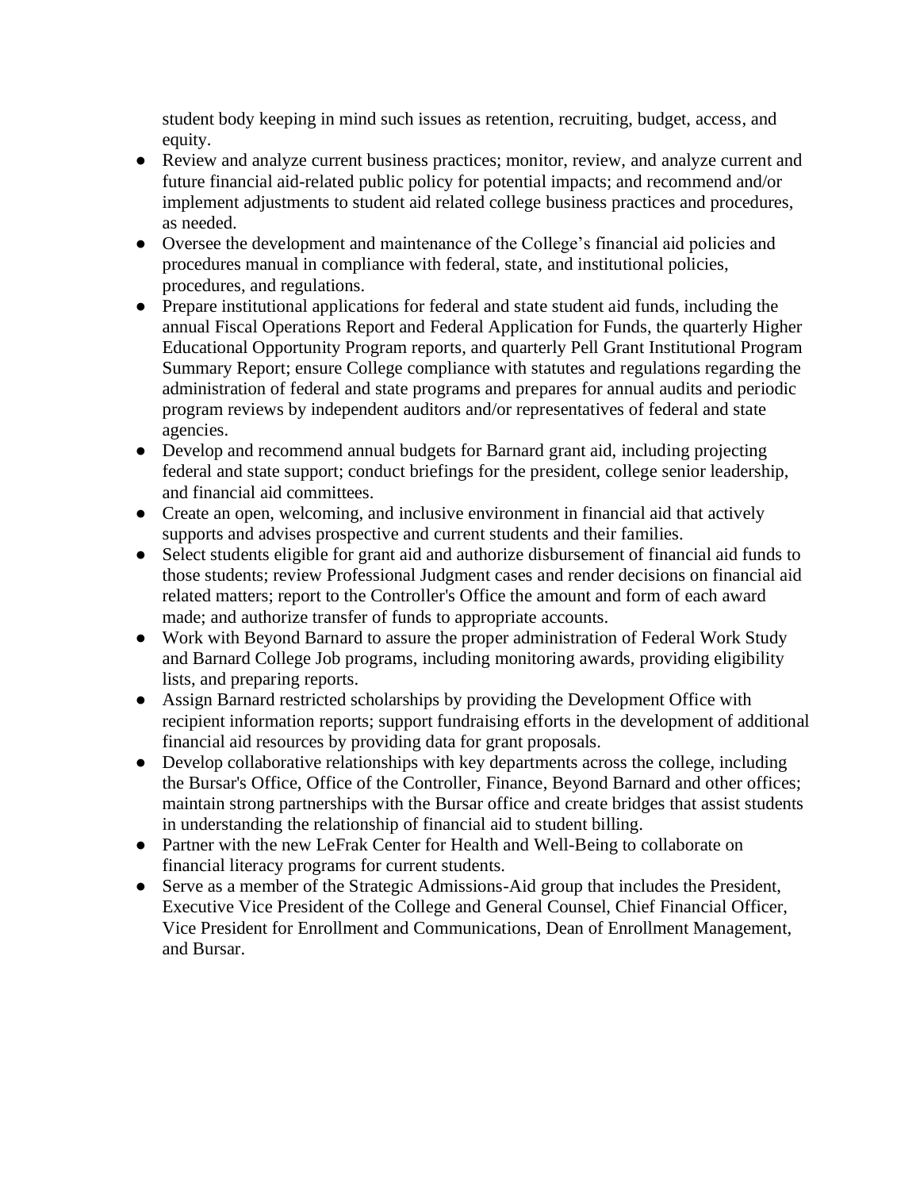student body keeping in mind such issues as retention, recruiting, budget, access, and equity.

- Review and analyze current business practices; monitor, review, and analyze current and future financial aid-related public policy for potential impacts; and recommend and/or implement adjustments to student aid related college business practices and procedures, as needed.
- Oversee the development and maintenance of the College's financial aid policies and procedures manual in compliance with federal, state, and institutional policies, procedures, and regulations.
- Prepare institutional applications for federal and state student aid funds, including the annual Fiscal Operations Report and Federal Application for Funds, the quarterly Higher Educational Opportunity Program reports, and quarterly Pell Grant Institutional Program Summary Report; ensure College compliance with statutes and regulations regarding the administration of federal and state programs and prepares for annual audits and periodic program reviews by independent auditors and/or representatives of federal and state agencies.
- Develop and recommend annual budgets for Barnard grant aid, including projecting federal and state support; conduct briefings for the president, college senior leadership, and financial aid committees.
- Create an open, welcoming, and inclusive environment in financial aid that actively supports and advises prospective and current students and their families.
- Select students eligible for grant aid and authorize disbursement of financial aid funds to those students; review Professional Judgment cases and render decisions on financial aid related matters; report to the Controller's Office the amount and form of each award made; and authorize transfer of funds to appropriate accounts.
- Work with Beyond Barnard to assure the proper administration of Federal Work Study and Barnard College Job programs, including monitoring awards, providing eligibility lists, and preparing reports.
- Assign Barnard restricted scholarships by providing the Development Office with recipient information reports; support fundraising efforts in the development of additional financial aid resources by providing data for grant proposals.
- Develop collaborative relationships with key departments across the college, including the Bursar's Office, Office of the Controller, Finance, Beyond Barnard and other offices; maintain strong partnerships with the Bursar office and create bridges that assist students in understanding the relationship of financial aid to student billing.
- Partner with the new LeFrak Center for Health and Well-Being to collaborate on financial literacy programs for current students.
- Serve as a member of the Strategic Admissions-Aid group that includes the President, Executive Vice President of the College and General Counsel, Chief Financial Officer, Vice President for Enrollment and Communications, Dean of Enrollment Management, and Bursar.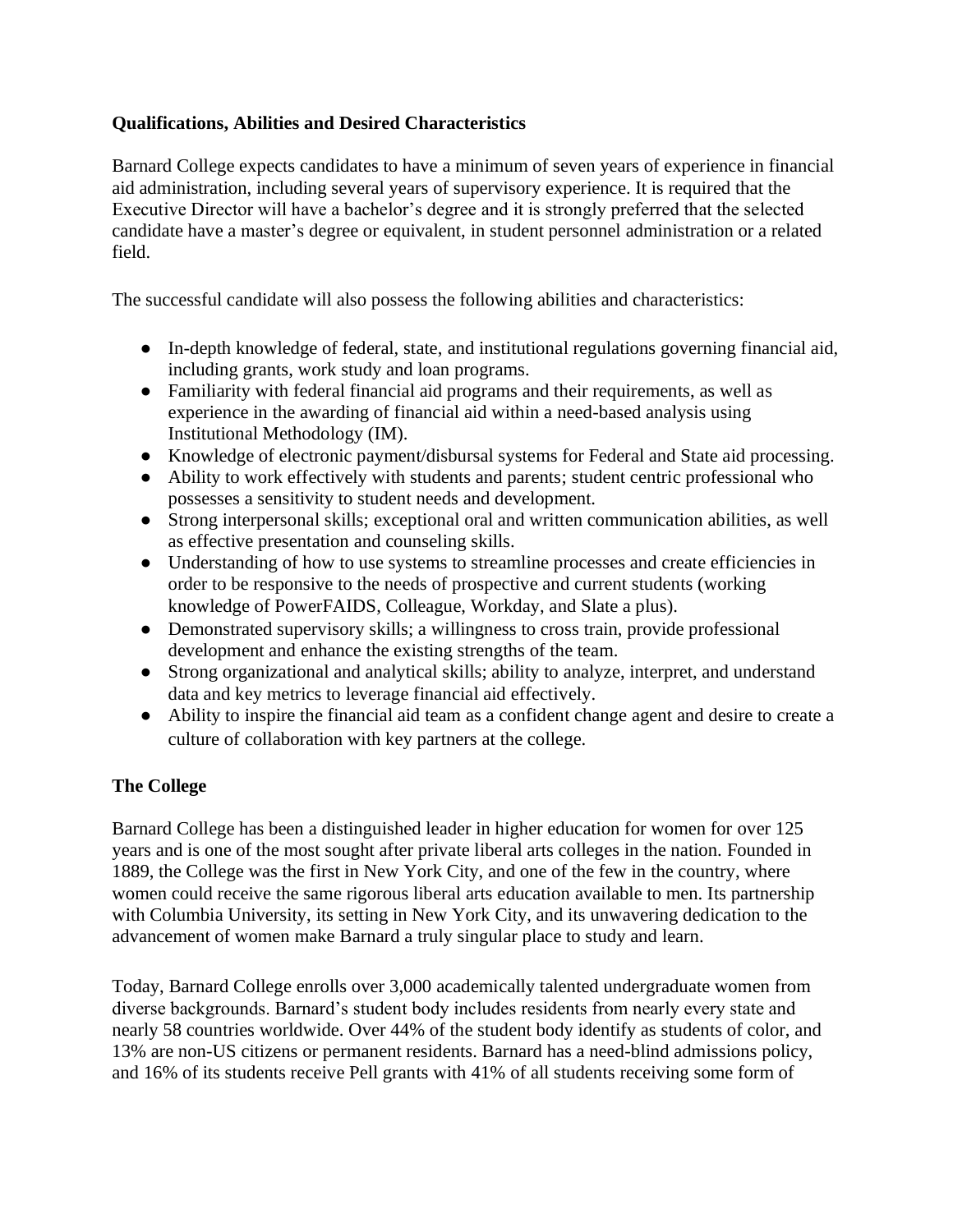**Qualifications, Abilities and Desired Characteristics**

Barnard College expects candidates to have a minimum of seven years of experience in financial aid administration, including several years of supervisory experience. It is required that the Executive Director will have a bachelor's degree and it is strongly preferred that the selected candidate have a master's degree or equivalent, in student personnel administration or a related field.

The successful candidate will also possess the following abilities and characteristics:

- In-depth knowledge of federal, state, and institutional regulations governing financial aid, including grants, work study and loan programs.
- Familiarity with federal financial aid programs and their requirements, as well as experience in the awarding of financial aid within a need-based analysis using Institutional Methodology (IM).
- Knowledge of electronic payment/disbursal systems for Federal and State aid processing.
- Ability to work effectively with students and parents; student centric professional who possesses a sensitivity to student needs and development.
- Strong interpersonal skills; exceptional oral and written communication abilities, as well as effective presentation and counseling skills.
- Understanding of how to use systems to streamline processes and create efficiencies in order to be responsive to the needs of prospective and current students (working knowledge of PowerFAIDS, Colleague, Workday, and Slate a plus).
- Demonstrated supervisory skills; a willingness to cross train, provide professional development and enhance the existing strengths of the team.
- Strong organizational and analytical skills; ability to analyze, interpret, and understand data and key metrics to leverage financial aid effectively.
- Ability to inspire the financial aid team as a confident change agent and desire to create a culture of collaboration with key partners at the college.

**The College**

Barnard College has been a distinguished leader in higher education for women for over 125 years and is one of the most sought after private liberal arts colleges in the nation. Founded in 1889, the College was the first in New York City, and one of the few in the country, where women could receive the same rigorous liberal arts education available to men. Its partnership with Columbia University, its setting in New York City, and its unwavering dedication to the advancement of women make Barnard a truly singular place to study and learn.

Today, Barnard College enrolls over 3,000 academically talented undergraduate women from diverse backgrounds. Barnard's student body includes residents from nearly every state and nearly 58 countries worldwide. Over 44% of the student body identify as students of color, and 13% are non-US citizens or permanent residents. Barnard has a need-blind admissions policy, and 16% of its students receive Pell grants with 41% of all students receiving some form of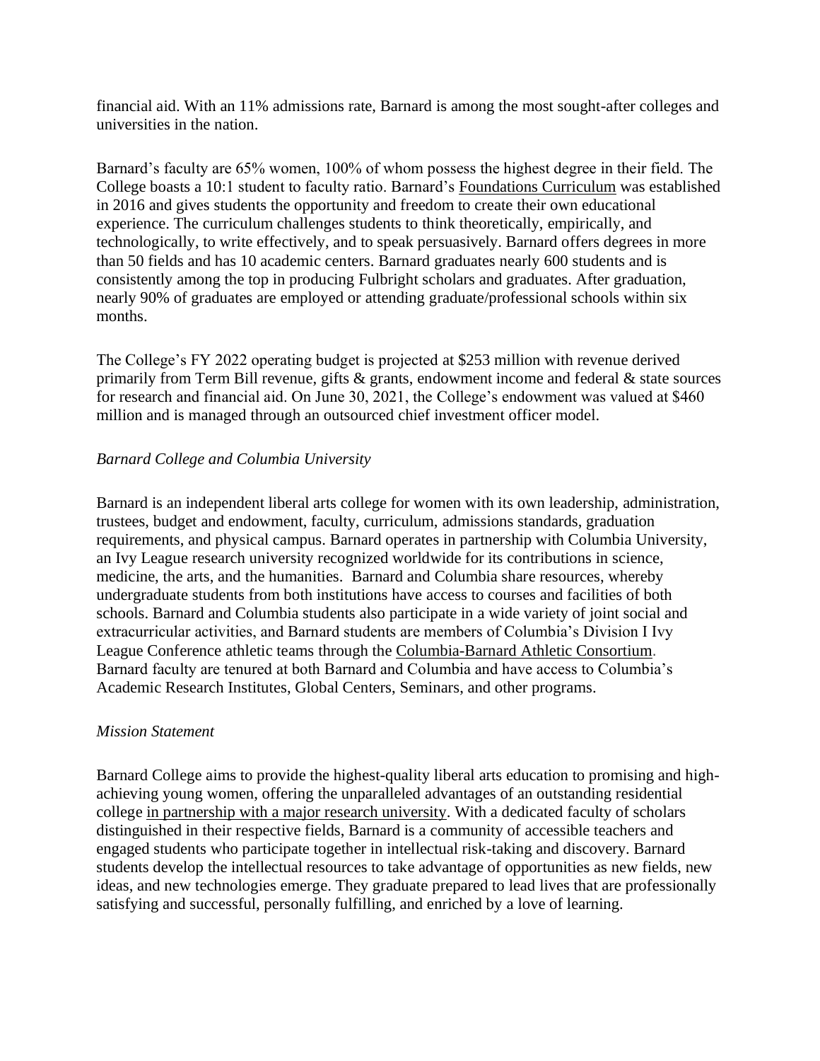financial aid. With an 11% admissions rate, Barnard is among the most sought-after colleges and universities in the nation.

Barnard's faculty are 65% women, 100% of whom possess the highest degree in their field. The College boasts a 10:1 student to faculty ratio. Barnard's Foundations Curriculum was established in 2016 and gives students the opportunity and freedom to create their own educational experience. The curriculum challenges students to think theoretically, empirically, and technologically, to write effectively, and to speak persuasively. Barnard offers degrees in more than 50 fields and has 10 academic centers. Barnard graduates nearly 600 students and is consistently among the top in producing Fulbright scholars and graduates. After graduation, nearly 90% of graduates are employed or attending graduate/professional schools within six months.

The College's FY 2022 operating budget is projected at $253 million with revenue derived primarily from Term Bill revenue, gifts & grants, endowment income and federal & state sources for research and financial aid. On June 30, 2021, the College's endowment was valued at $460 million and is managed through an outsourced chief investment officer model.

*Barnard College and Columbia University*

Barnard is an independent liberal arts college for women with its own leadership, administration, trustees, budget and endowment, faculty, curriculum, admissions standards, graduation requirements, and physical campus. Barnard operates in partnership with Columbia University, an Ivy League research university recognized worldwide for its contributions in science, medicine, the arts, and the humanities. Barnard and Columbia share resources, whereby undergraduate students from both institutions have access to courses and facilities of both schools. Barnard and Columbia students also participate in a wide variety of joint social and extracurricular activities, and Barnard students are members of Columbia's Division I Ivy League Conference athletic teams through the Columbia-Barnard Athletic Consortium. Barnard faculty are tenured at both Barnard and Columbia and have access to Columbia's Academic Research Institutes, Global Centers, Seminars, and other programs.

*Mission Statement*

Barnard College aims to provide the highest-quality liberal arts education to promising and high-achieving young women, offering the unparalleled advantages of an outstanding residential college in partnership with a major research university. With a dedicated faculty of scholars distinguished in their respective fields, Barnard is a community of accessible teachers and engaged students who participate together in intellectual risk-taking and discovery. Barnard students develop the intellectual resources to take advantage of opportunities as new fields, new ideas, and new technologies emerge. They graduate prepared to lead lives that are professionally satisfying and successful, personally fulfilling, and enriched by a love of learning.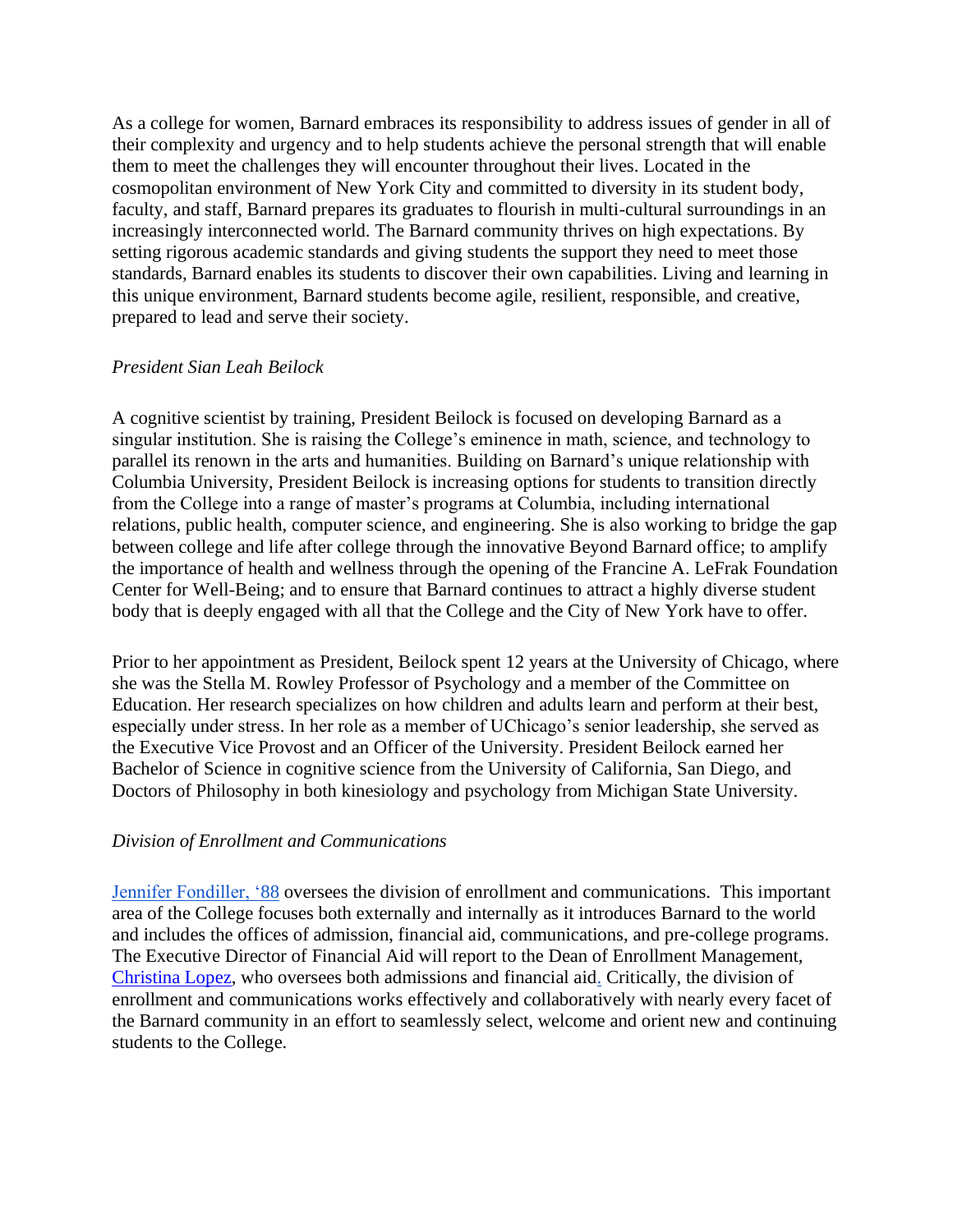As a college for women, Barnard embraces its responsibility to address issues of gender in all of their complexity and urgency and to help students achieve the personal strength that will enable them to meet the challenges they will encounter throughout their lives. Located in the cosmopolitan environment of New York City and committed to diversity in its student body, faculty, and staff, Barnard prepares its graduates to flourish in multi-cultural surroundings in an increasingly interconnected world. The Barnard community thrives on high expectations. By setting rigorous academic standards and giving students the support they need to meet those standards, Barnard enables its students to discover their own capabilities. Living and learning in this unique environment, Barnard students become agile, resilient, responsible, and creative, prepared to lead and serve their society.

*President Sian Leah Beilock*

A cognitive scientist by training, President Beilock is focused on developing Barnard as a singular institution. She is raising the College's eminence in math, science, and technology to parallel its renown in the arts and humanities. Building on Barnard's unique relationship with Columbia University, President Beilock is increasing options for students to transition directly from the College into a range of master's programs at Columbia, including international relations, public health, computer science, and engineering. She is also working to bridge the gap between college and life after college through the innovative Beyond Barnard office; to amplify the importance of health and wellness through the opening of the Francine A. LeFrak Foundation Center for Well-Being; and to ensure that Barnard continues to attract a highly diverse student body that is deeply engaged with all that the College and the City of New York have to offer.

Prior to her appointment as President, Beilock spent 12 years at the University of Chicago, where she was the Stella M. Rowley Professor of Psychology and a member of the Committee on Education. Her research specializes on how children and adults learn and perform at their best, especially under stress. In her role as a member of UChicago's senior leadership, she served as the Executive Vice Provost and an Officer of the University. President Beilock earned her Bachelor of Science in cognitive science from the University of California, San Diego, and Doctors of Philosophy in both kinesiology and psychology from Michigan State University.

*Division of Enrollment and Communications*

Jennifer Fondiller, '88 oversees the division of enrollment and communications. This important area of the College focuses both externally and internally as it introduces Barnard to the world and includes the offices of admission, financial aid, communications, and pre-college programs. The Executive Director of Financial Aid will report to the Dean of Enrollment Management, Christina Lopez, who oversees both admissions and financial aid. Critically, the division of enrollment and communications works effectively and collaboratively with nearly every facet of the Barnard community in an effort to seamlessly select, welcome and orient new and continuing students to the College.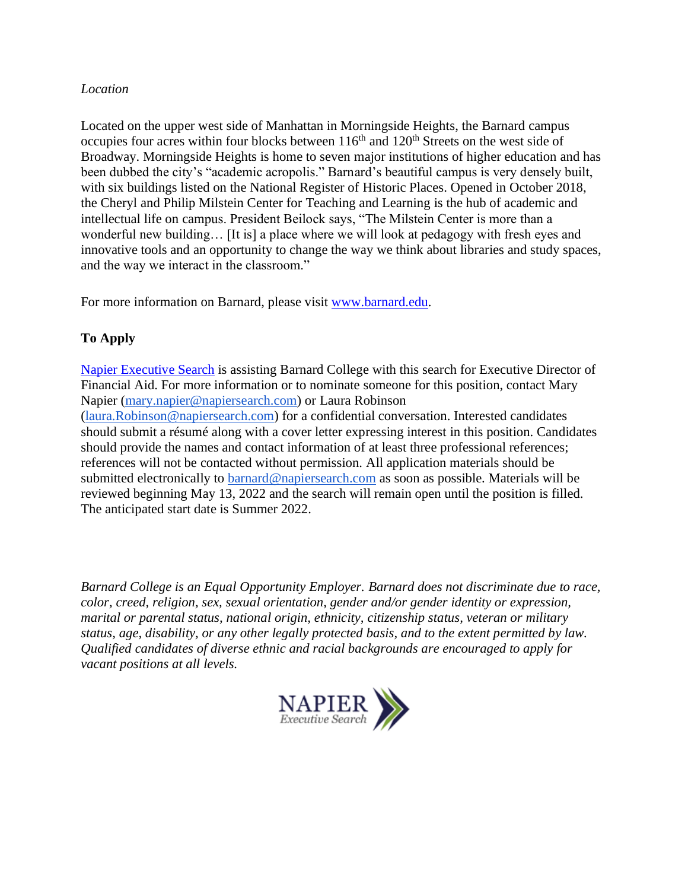*Location*

Located on the upper west side of Manhattan in Morningside Heights, the Barnard campus occupies four acres within four blocks between $116^{th}$ and $120^{th}$ Streets on the west side of Broadway. Morningside Heights is home to seven major institutions of higher education and has been dubbed the city's "academic acropolis." Barnard's beautiful campus is very densely built, with six buildings listed on the National Register of Historic Places. Opened in October 2018, the Cheryl and Philip Milstein Center for Teaching and Learning is the hub of academic and intellectual life on campus. President Beilock says, "The Milstein Center is more than a wonderful new building… [It is] a place where we will look at pedagogy with fresh eyes and innovative tools and an opportunity to change the way we think about libraries and study spaces, and the way we interact in the classroom."

For more information on Barnard, please visit [www.barnard.edu](http://www.barnard.edu).

**To Apply**

[Napier Executive Search](#) is assisting Barnard College with this search for Executive Director of Financial Aid. For more information or to nominate someone for this position, contact Mary Napier ([mary.napier@napiersearch.com](mailto:mary.napier@napiersearch.com)) or Laura Robinson ([laura.Robinson@napiersearch.com](mailto:laura.Robinson@napiersearch.com)) for a confidential conversation. Interested candidates should submit a résumé along with a cover letter expressing interest in this position. Candidates should provide the names and contact information of at least three professional references; references will not be contacted without permission. All application materials should be submitted electronically to [barnard@napiersearch.com](mailto:barnard@napiersearch.com) as soon as possible. Materials will be reviewed beginning May 13, 2022 and the search will remain open until the position is filled. The anticipated start date is Summer 2022.

*Barnard College is an Equal Opportunity Employer. Barnard does not discriminate due to race, color, creed, religion, sex, sexual orientation, gender and/or gender identity or expression, marital or parental status, national origin, ethnicity, citizenship status, veteran or military status, age, disability, or any other legally protected basis, and to the extent permitted by law. Qualified candidates of diverse ethnic and racial backgrounds are encouraged to apply for vacant positions at all levels.*

NAPIER
Executive Search